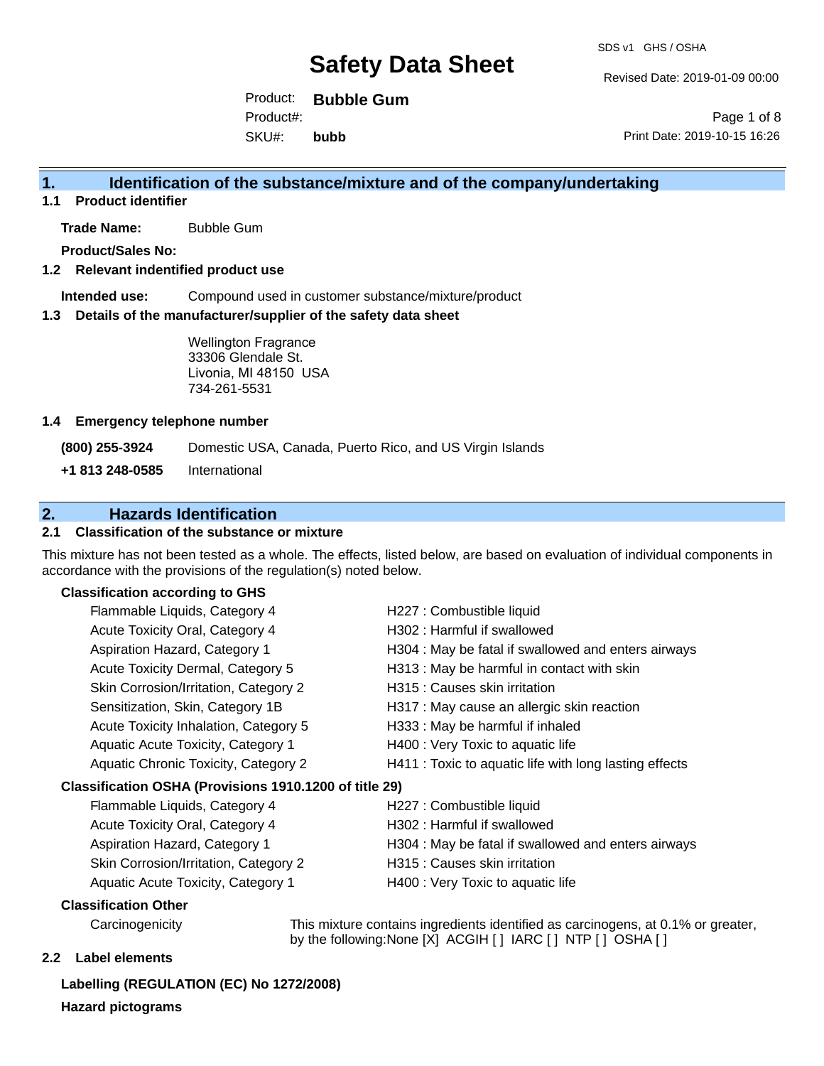# Safety Data Sheet

SDS v1 GHS / OSHA

Revised Date: 2019-01-09 00:00

Product: **Bubble Gum**
Product#:
SKU#: **bubb**

Print Date: 2019-10-15 16:26

## 1. Identification of the substance/mixture and of the company/undertaking

### 1.1 Product identifier

**Trade Name:** Bubble Gum

**Product/Sales No:**

### 1.2 Relevant identified product use

**Intended use:** Compound used in customer substance/mixture/product

### 1.3 Details of the manufacturer/supplier of the safety data sheet

Wellington Fragrance
33306 Glendale St.
Livonia, MI 48150 USA
734-261-5531

### 1.4 Emergency telephone number

**(800) 255-3924** Domestic USA, Canada, Puerto Rico, and US Virgin Islands

**+1 813 248-0585** International

## 2. Hazards Identification

### 2.1 Classification of the substance or mixture

This mixture has not been tested as a whole. The effects, listed below, are based on evaluation of individual components in accordance with the provisions of the regulation(s) noted below.

**Classification according to GHS**

| | |
|---|---|
| Flammable Liquids, Category 4 | H227 : Combustible liquid |
| Acute Toxicity Oral, Category 4 | H302 : Harmful if swallowed |
| Aspiration Hazard, Category 1 | H304 : May be fatal if swallowed and enters airways |
| Acute Toxicity Dermal, Category 5 | H313 : May be harmful in contact with skin |
| Skin Corrosion/Irritation, Category 2 | H315 : Causes skin irritation |
| Sensitization, Skin, Category 1B | H317 : May cause an allergic skin reaction |
| Acute Toxicity Inhalation, Category 5 | H333 : May be harmful if inhaled |
| Aquatic Acute Toxicity, Category 1 | H400 : Very Toxic to aquatic life |
| Aquatic Chronic Toxicity, Category 2 | H411 : Toxic to aquatic life with long lasting effects |

**Classification OSHA (Provisions 1910.1200 of title 29)**

| | |
|---|---|
| Flammable Liquids, Category 4 | H227 : Combustible liquid |
| Acute Toxicity Oral, Category 4 | H302 : Harmful if swallowed |
| Aspiration Hazard, Category 1 | H304 : May be fatal if swallowed and enters airways |
| Skin Corrosion/Irritation, Category 2 | H315 : Causes skin irritation |
| Aquatic Acute Toxicity, Category 1 | H400 : Very Toxic to aquatic life |

**Classification Other**

Carcinogenicity: This mixture contains ingredients identified as carcinogens, at 0.1% or greater, by the following:None [X] ACGIH [ ] IARC [ ] NTP [ ] OSHA [ ]

### 2.2 Label elements

**Labelling (REGULATION (EC) No 1272/2008)**

**Hazard pictograms**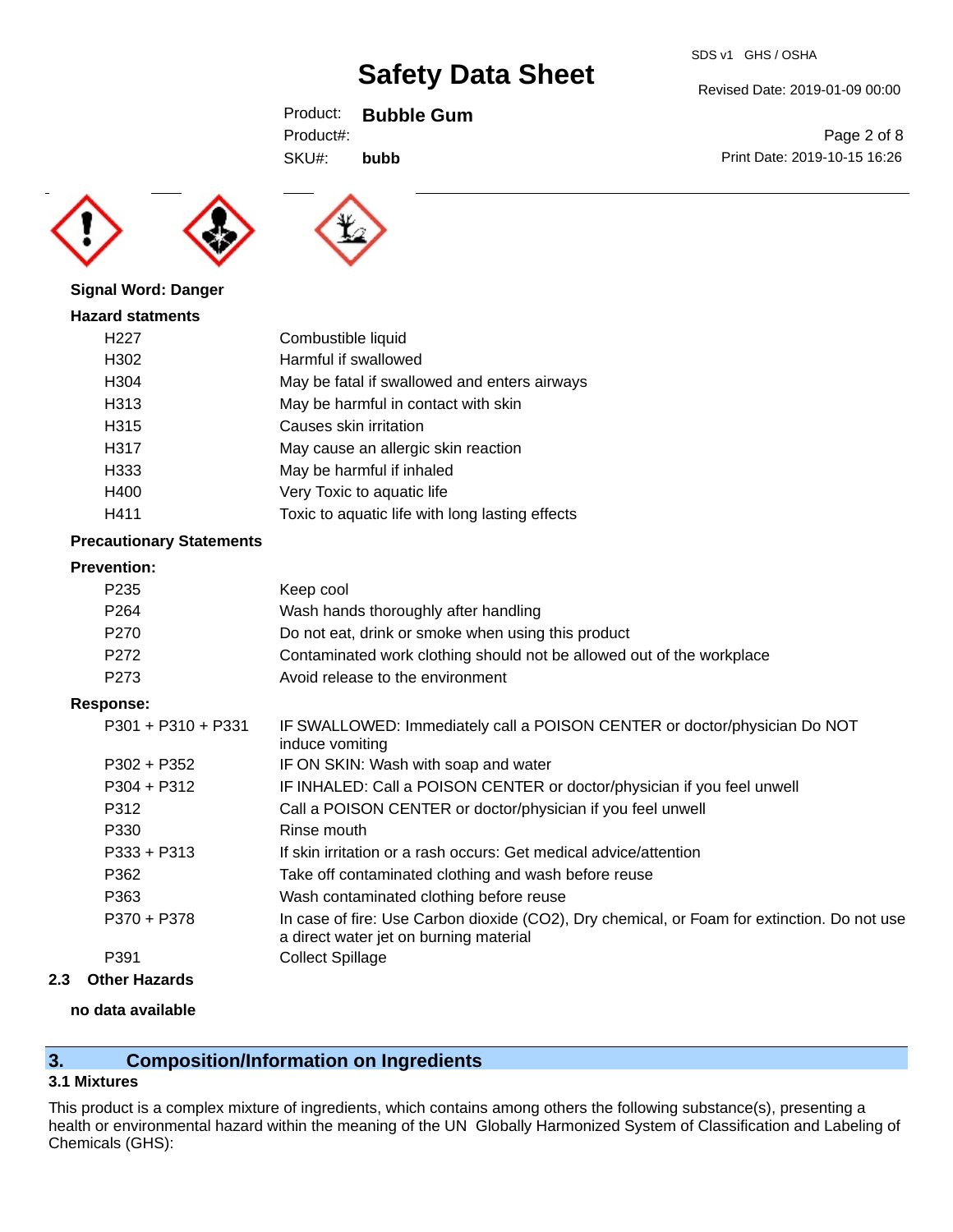**Signal Word: Danger**

**Hazard statments**

| | |
|---|---|
| H227 | Combustible liquid |
| H302 | Harmful if swallowed |
| H304 | May be fatal if swallowed and enters airways |
| H313 | May be harmful in contact with skin |
| H315 | Causes skin irritation |
| H317 | May cause an allergic skin reaction |
| H333 | May be harmful if inhaled |
| H400 | Very Toxic to aquatic life |
| H411 | Toxic to aquatic life with long lasting effects |

**Precautionary Statements**

**Prevention:**

| | |
|---|---|
| P235 | Keep cool |
| P264 | Wash hands thoroughly after handling |
| P270 | Do not eat, drink or smoke when using this product |
| P272 | Contaminated work clothing should not be allowed out of the workplace |
| P273 | Avoid release to the environment |

**Response:**

| | |
|---|---|
| P301 + P310 + P331 | IF SWALLOWED: Immediately call a POISON CENTER or doctor/physician Do NOT induce vomiting |
| P302 + P352 | IF ON SKIN: Wash with soap and water |
| P304 + P312 | IF INHALED: Call a POISON CENTER or doctor/physician if you feel unwell |
| P312 | Call a POISON CENTER or doctor/physician if you feel unwell |
| P330 | Rinse mouth |
| P333 + P313 | If skin irritation or a rash occurs: Get medical advice/attention |
| P362 | Take off contaminated clothing and wash before reuse |
| P363 | Wash contaminated clothing before reuse |
| P370 + P378 | In case of fire: Use Carbon dioxide ($CO_2$), Dry chemical, or Foam for extinction. Do not use a direct water jet on burning material |
| P391 | Collect Spillage |

### 2.3 Other Hazards

**no data available**

## 3. Composition/Information on Ingredients

### 3.1 Mixtures

This product is a complex mixture of ingredients, which contains among others the following substance(s), presenting a health or environmental hazard within the meaning of the UN Globally Harmonized System of Classification and Labeling of Chemicals (GHS):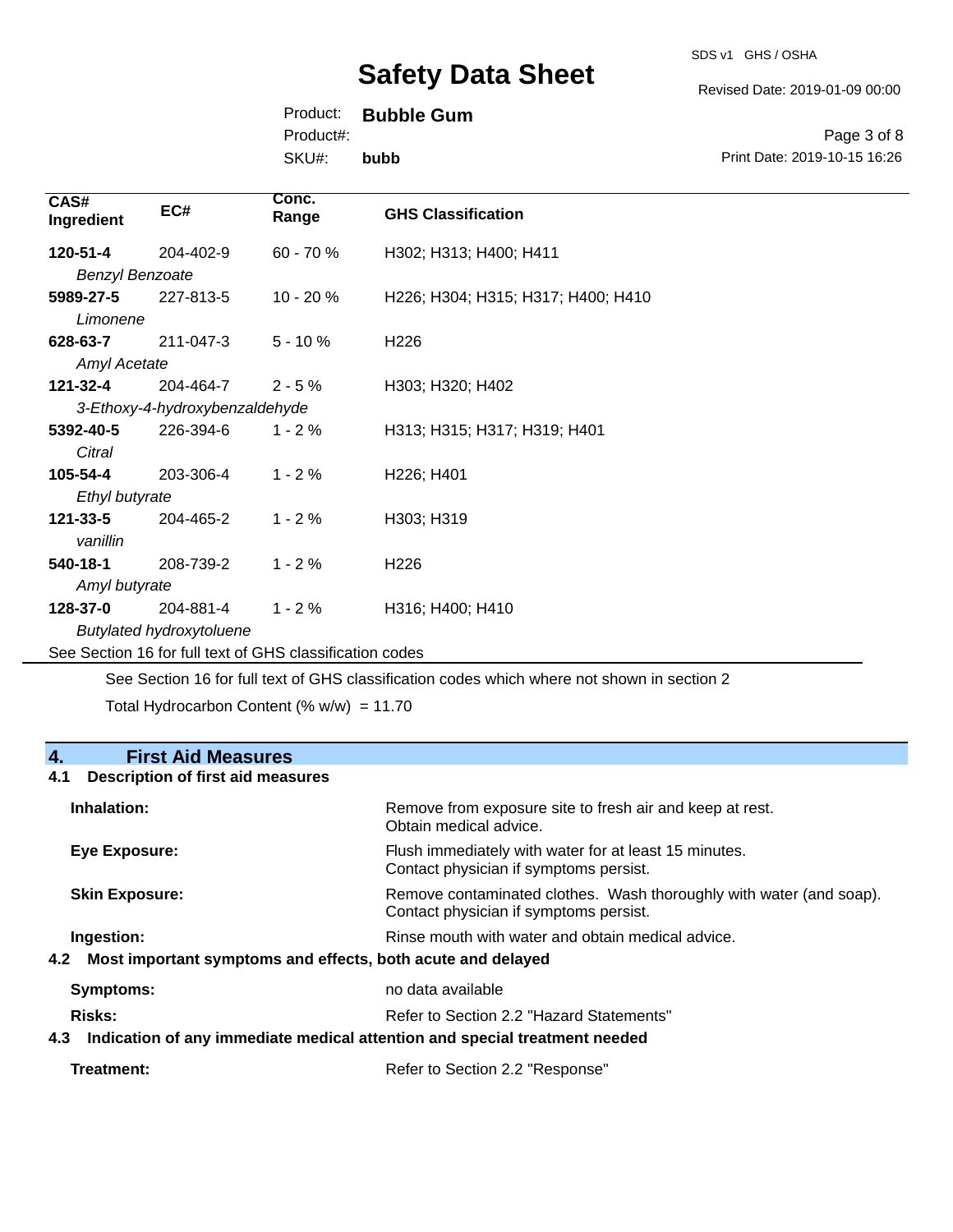| CAS# Ingredient | EC# | Conc. Range | GHS Classification |
| --- | --- | --- | --- |
| **120-51-4** *Benzyl Benzoate* | 204-402-9 | 60 - 70 % | H302; H313; H400; H411 |
| **5989-27-5** *Limonene* | 227-813-5 | 10 - 20 % | H226; H304; H315; H317; H400; H410 |
| **628-63-7** *Amyl Acetate* | 211-047-3 | 5 - 10 % | H226 |
| **121-32-4** *3-Ethoxy-4-hydroxybenzaldehyde* | 204-464-7 | 2 - 5 % | H303; H320; H402 |
| **5392-40-5** *Citral* | 226-394-6 | 1 - 2 % | H313; H315; H317; H319; H401 |
| **105-54-4** *Ethyl butyrate* | 203-306-4 | 1 - 2 % | H226; H401 |
| **121-33-5** *vanillin* | 204-465-2 | 1 - 2 % | H303; H319 |
| **540-18-1** *Amyl butyrate* | 208-739-2 | 1 - 2 % | H226 |
| **128-37-0** *Butylated hydroxytoluene* | 204-881-4 | 1 - 2 % | H316; H400; H410 |

See Section 16 for full text of GHS classification codes

See Section 16 for full text of GHS classification codes which where not shown in section 2

Total Hydrocarbon Content (% w/w) = 11.70

## 4. First Aid Measures

### 4.1 Description of first aid measures

**Inhalation:** Remove from exposure site to fresh air and keep at rest. Obtain medical advice.

**Eye Exposure:** Flush immediately with water for at least 15 minutes. Contact physician if symptoms persist.

**Skin Exposure:** Remove contaminated clothes. Wash thoroughly with water (and soap). Contact physician if symptoms persist.

**Ingestion:** Rinse mouth with water and obtain medical advice.

### 4.2 Most important symptoms and effects, both acute and delayed

**Symptoms:** no data available

**Risks:** Refer to Section 2.2 "Hazard Statements"

### 4.3 Indication of any immediate medical attention and special treatment needed

**Treatment:** Refer to Section 2.2 "Response"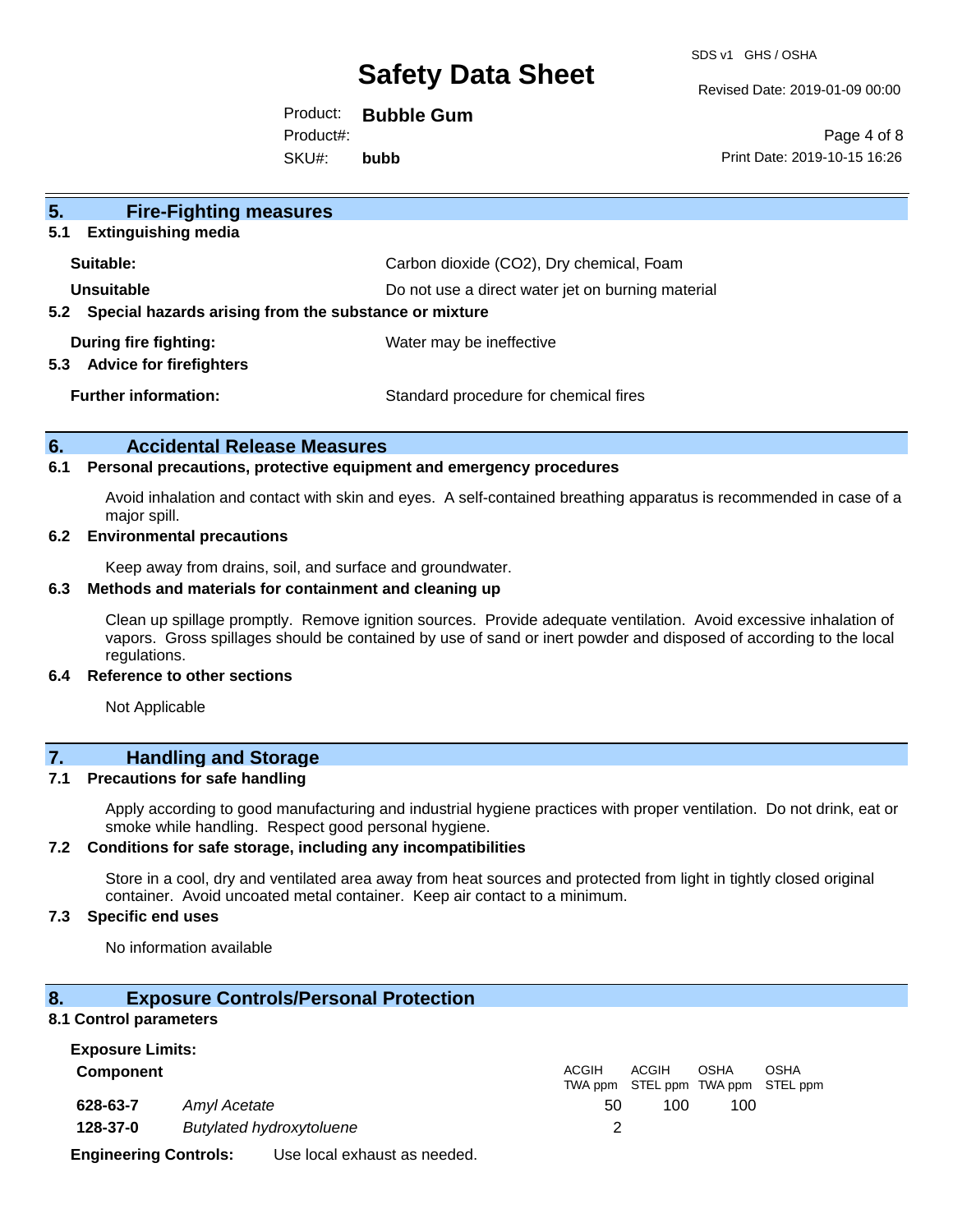## 5. Fire-Fighting measures

### 5.1 Extinguishing media

| | |
|---|---|
| **Suitable:** | Carbon dioxide ($CO_2$), Dry chemical, Foam |
| **Unsuitable** | Do not use a direct water jet on burning material |

### 5.2 Special hazards arising from the substance or mixture

| | |
|---|---|
| **During fire fighting:** | Water may be ineffective |

### 5.3 Advice for firefighters

| | |
|---|---|
| **Further information:** | Standard procedure for chemical fires |

## 6. Accidental Release Measures

### 6.1 Personal precautions, protective equipment and emergency procedures

Avoid inhalation and contact with skin and eyes. A self-contained breathing apparatus is recommended in case of a major spill.

### 6.2 Environmental precautions

Keep away from drains, soil, and surface and groundwater.

### 6.3 Methods and materials for containment and cleaning up

Clean up spillage promptly. Remove ignition sources. Provide adequate ventilation. Avoid excessive inhalation of vapors. Gross spillages should be contained by use of sand or inert powder and disposed of according to the local regulations.

### 6.4 Reference to other sections

Not Applicable

## 7. Handling and Storage

### 7.1 Precautions for safe handling

Apply according to good manufacturing and industrial hygiene practices with proper ventilation. Do not drink, eat or smoke while handling. Respect good personal hygiene.

### 7.2 Conditions for safe storage, including any incompatibilities

Store in a cool, dry and ventilated area away from heat sources and protected from light in tightly closed original container. Avoid uncoated metal container. Keep air contact to a minimum.

### 7.3 Specific end uses

No information available

## 8. Exposure Controls/Personal Protection

### 8.1 Control parameters

**Exposure Limits:**

| Component | | ACGIH TWA ppm | ACGIH STEL ppm | OSHA TWA ppm | OSHA STEL ppm |
|---|---|---|---|---|---|
| **628-63-7** | *Amyl Acetate* | 50 | 100 | 100 | |
| **128-37-0** | *Butylated hydroxytoluene* | 2 | | | |

**Engineering Controls:** Use local exhaust as needed.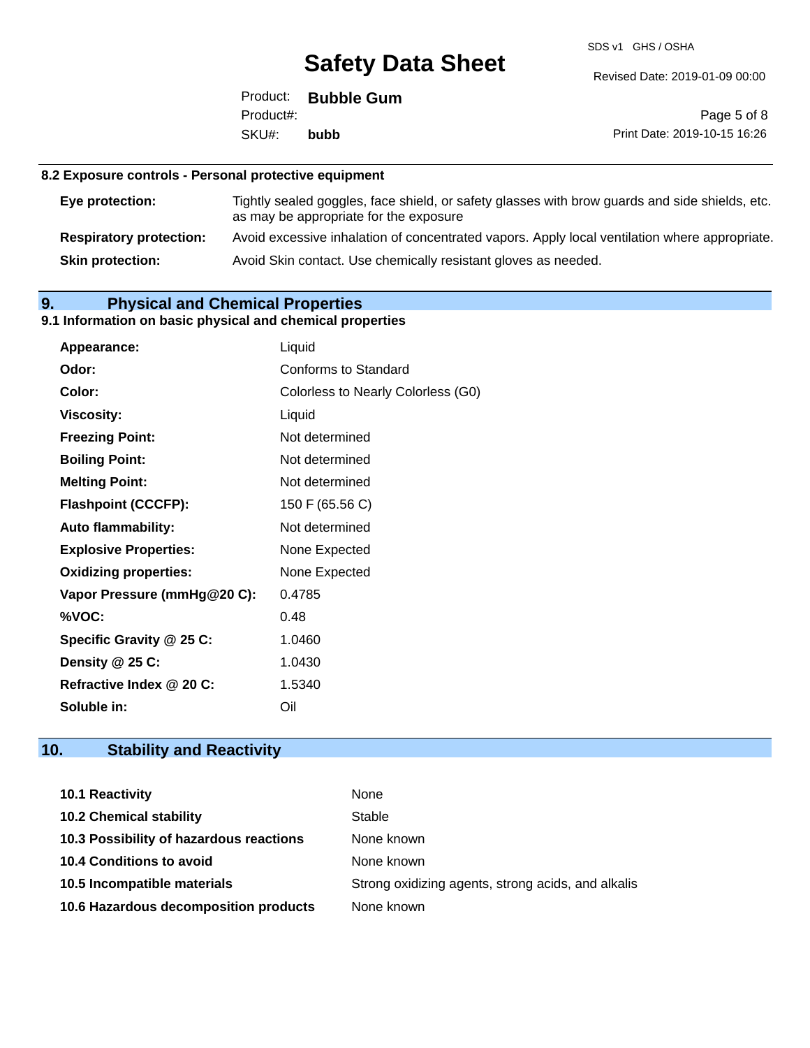### 8.2 Exposure controls - Personal protective equipment

| | |
|---|---|
| **Eye protection:** | Tightly sealed goggles, face shield, or safety glasses with brow guards and side shields, etc. as may be appropriate for the exposure |
| **Respiratory protection:** | Avoid excessive inhalation of concentrated vapors. Apply local ventilation where appropriate. |
| **Skin protection:** | Avoid Skin contact. Use chemically resistant gloves as needed. |

## 9. Physical and Chemical Properties

### 9.1 Information on basic physical and chemical properties

| | |
|---|---|
| **Appearance:** | Liquid |
| **Odor:** | Conforms to Standard |
| **Color:** | Colorless to Nearly Colorless (G0) |
| **Viscosity:** | Liquid |
| **Freezing Point:** | Not determined |
| **Boiling Point:** | Not determined |
| **Melting Point:** | Not determined |
| **Flashpoint (CCCFP):** | 150 F (65.56 C) |
| **Auto flammability:** | Not determined |
| **Explosive Properties:** | None Expected |
| **Oxidizing properties:** | None Expected |
| **Vapor Pressure (mmHg@20 C):** | 0.4785 |
| **%VOC:** | 0.48 |
| **Specific Gravity @ 25 C:** | 1.0460 |
| **Density @ 25 C:** | 1.0430 |
| **Refractive Index @ 20 C:** | 1.5340 |
| **Soluble in:** | Oil |

## 10. Stability and Reactivity

| | |
|---|---|
| **10.1 Reactivity** | None |
| **10.2 Chemical stability** | Stable |
| **10.3 Possibility of hazardous reactions** | None known |
| **10.4 Conditions to avoid** | None known |
| **10.5 Incompatible materials** | Strong oxidizing agents, strong acids, and alkalis |
| **10.6 Hazardous decomposition products** | None known |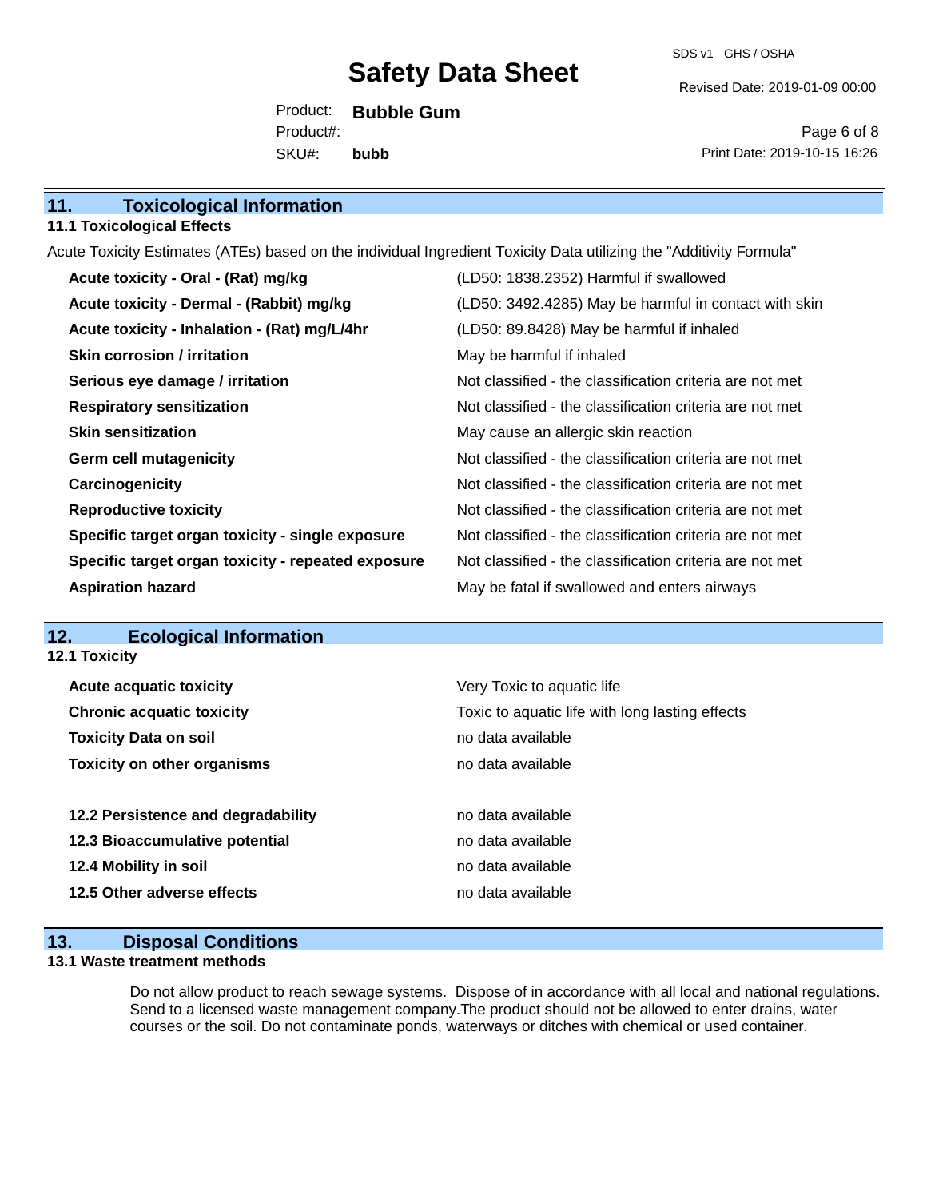## 11. Toxicological Information

### 11.1 Toxicological Effects

Acute Toxicity Estimates (ATEs) based on the individual Ingredient Toxicity Data utilizing the "Additivity Formula"

| | |
|---|---|
| **Acute toxicity - Oral - (Rat) mg/kg** | (LD50: 1838.2352) Harmful if swallowed |
| **Acute toxicity - Dermal - (Rabbit) mg/kg** | (LD50: 3492.4285) May be harmful in contact with skin |
| **Acute toxicity - Inhalation - (Rat) mg/L/4hr** | (LD50: 89.8428) May be harmful if inhaled |
| **Skin corrosion / irritation** | May be harmful if inhaled |
| **Serious eye damage / irritation** | Not classified - the classification criteria are not met |
| **Respiratory sensitization** | Not classified - the classification criteria are not met |
| **Skin sensitization** | May cause an allergic skin reaction |
| **Germ cell mutagenicity** | Not classified - the classification criteria are not met |
| **Carcinogenicity** | Not classified - the classification criteria are not met |
| **Reproductive toxicity** | Not classified - the classification criteria are not met |
| **Specific target organ toxicity - single exposure** | Not classified - the classification criteria are not met |
| **Specific target organ toxicity - repeated exposure** | Not classified - the classification criteria are not met |
| **Aspiration hazard** | May be fatal if swallowed and enters airways |

## 12. Ecological Information

### 12.1 Toxicity

| | |
|---|---|
| **Acute acquatic toxicity** | Very Toxic to aquatic life |
| **Chronic acquatic toxicity** | Toxic to aquatic life with long lasting effects |
| **Toxicity Data on soil** | no data available |
| **Toxicity on other organisms** | no data available |

| | |
|---|---|
| **12.2 Persistence and degradability** | no data available |
| **12.3 Bioaccumulative potential** | no data available |
| **12.4 Mobility in soil** | no data available |
| **12.5 Other adverse effects** | no data available |

## 13. Disposal Conditions

### 13.1 Waste treatment methods

Do not allow product to reach sewage systems. Dispose of in accordance with all local and national regulations. Send to a licensed waste management company.The product should not be allowed to enter drains, water courses or the soil. Do not contaminate ponds, waterways or ditches with chemical or used container.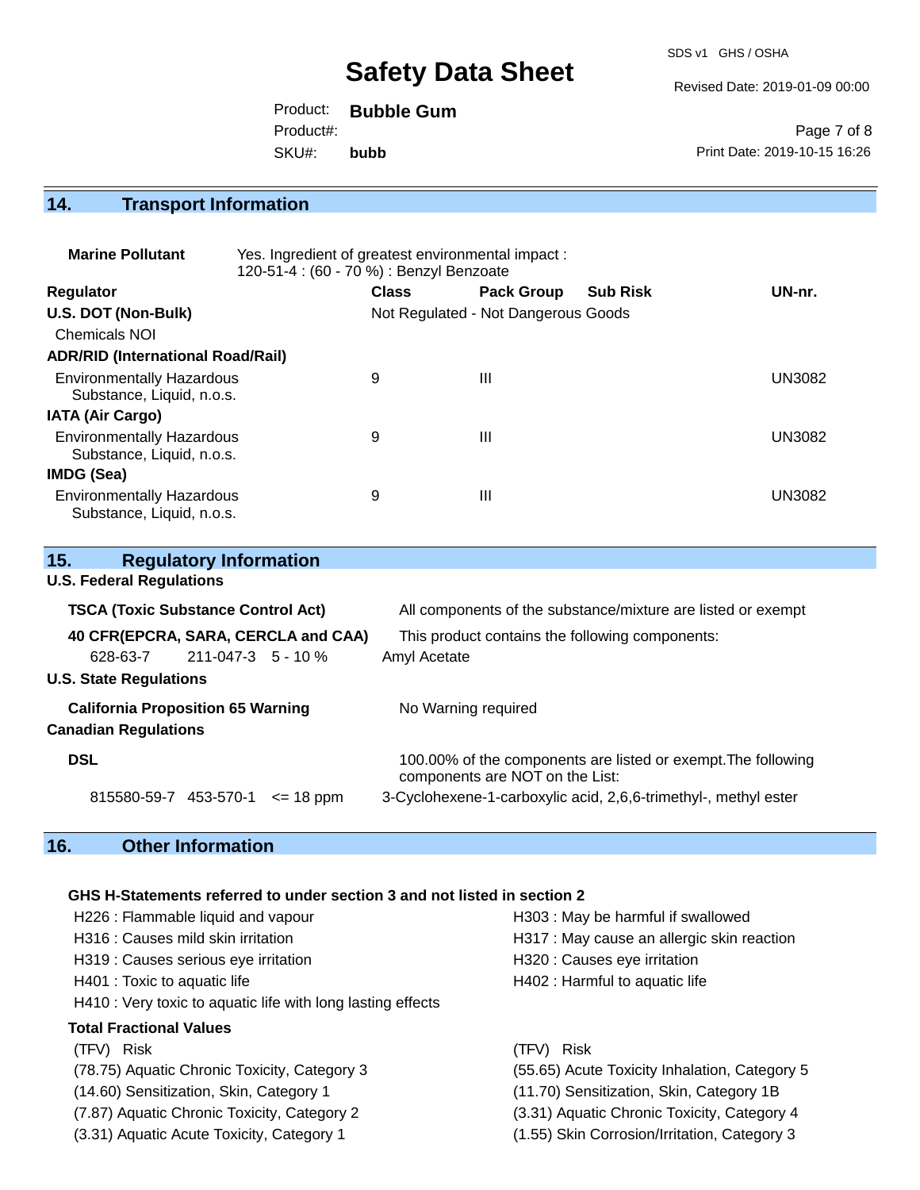## 14. Transport Information

**Marine Pollutant** Yes. Ingredient of greatest environmental impact : 120-51-4 : (60 - 70 %) : Benzyl Benzoate

| Regulator | Class | Pack Group | Sub Risk | UN-nr. |
|---|---|---|---|---|
| **U.S. DOT (Non-Bulk)** | Not Regulated - Not Dangerous Goods | | | |
| Chemicals NOI | | | | |
| **ADR/RID (International Road/Rail)** | | | | |
| Environmentally Hazardous Substance, Liquid, n.o.s. | 9 | III | | UN3082 |
| **IATA (Air Cargo)** | | | | |
| Environmentally Hazardous Substance, Liquid, n.o.s. | 9 | III | | UN3082 |
| **IMDG (Sea)** | | | | |
| Environmentally Hazardous Substance, Liquid, n.o.s. | 9 | III | | UN3082 |

## 15. Regulatory Information

**U.S. Federal Regulations**

**TSCA (Toxic Substance Control Act)** All components of the substance/mixture are listed or exempt

**40 CFR(EPCRA, SARA, CERCLA and CAA)** This product contains the following components:

| | | | |
|---|---|---|---|
| 628-63-7 | 211-047-3 | 5 - 10 % | Amyl Acetate |

**U.S. State Regulations**

**California Proposition 65 Warning** No Warning required

**Canadian Regulations**

**DSL** 100.00% of the components are listed or exempt.The following components are NOT on the List:

| | | | |
|---|---|---|---|
| 815580-59-7 | 453-570-1 | <= 18 ppm | 3-Cyclohexene-1-carboxylic acid, 2,6,6-trimethyl-, methyl ester |

## 16. Other Information

**GHS H-Statements referred to under section 3 and not listed in section 2**

H226 : Flammable liquid and vapour
H303 : May be harmful if swallowed
H316 : Causes mild skin irritation
H317 : May cause an allergic skin reaction
H319 : Causes serious eye irritation
H320 : Causes eye irritation
H401 : Toxic to aquatic life
H402 : Harmful to aquatic life
H410 : Very toxic to aquatic life with long lasting effects

**Total Fractional Values**

| (TFV) Risk | (TFV) Risk |
|---|---|
| (78.75) Aquatic Chronic Toxicity, Category 3 | (55.65) Acute Toxicity Inhalation, Category 5 |
| (14.60) Sensitization, Skin, Category 1 | (11.70) Sensitization, Skin, Category 1B |
| (7.87) Aquatic Chronic Toxicity, Category 2 | (3.31) Aquatic Chronic Toxicity, Category 4 |
| (3.31) Aquatic Acute Toxicity, Category 1 | (1.55) Skin Corrosion/Irritation, Category 3 |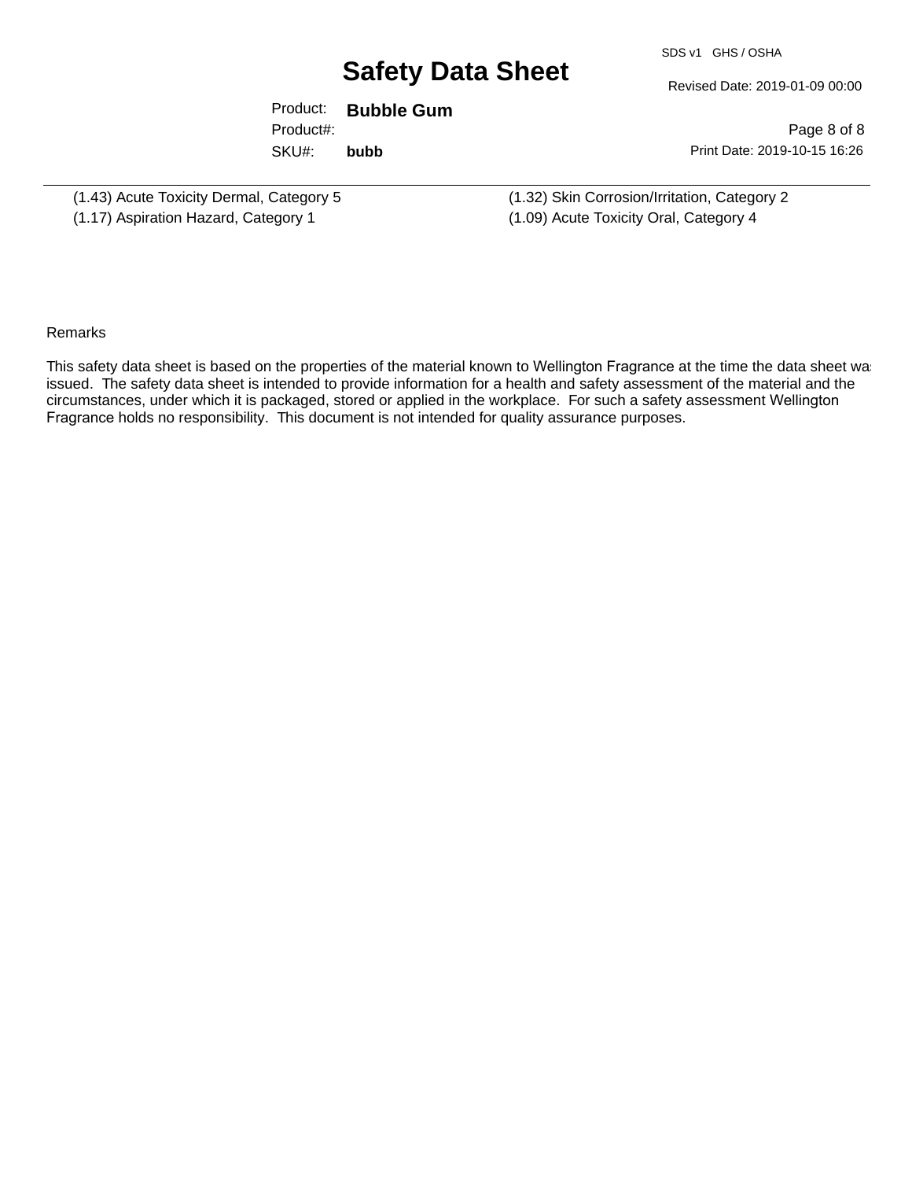(1.43) Acute Toxicity Dermal, Category 5

(1.32) Skin Corrosion/Irritation, Category 2

(1.17) Aspiration Hazard, Category 1

(1.09) Acute Toxicity Oral, Category 4

Remarks

This safety data sheet is based on the properties of the material known to Wellington Fragrance at the time the data sheet was issued. The safety data sheet is intended to provide information for a health and safety assessment of the material and the circumstances, under which it is packaged, stored or applied in the workplace. For such a safety assessment Wellington Fragrance holds no responsibility. This document is not intended for quality assurance purposes.